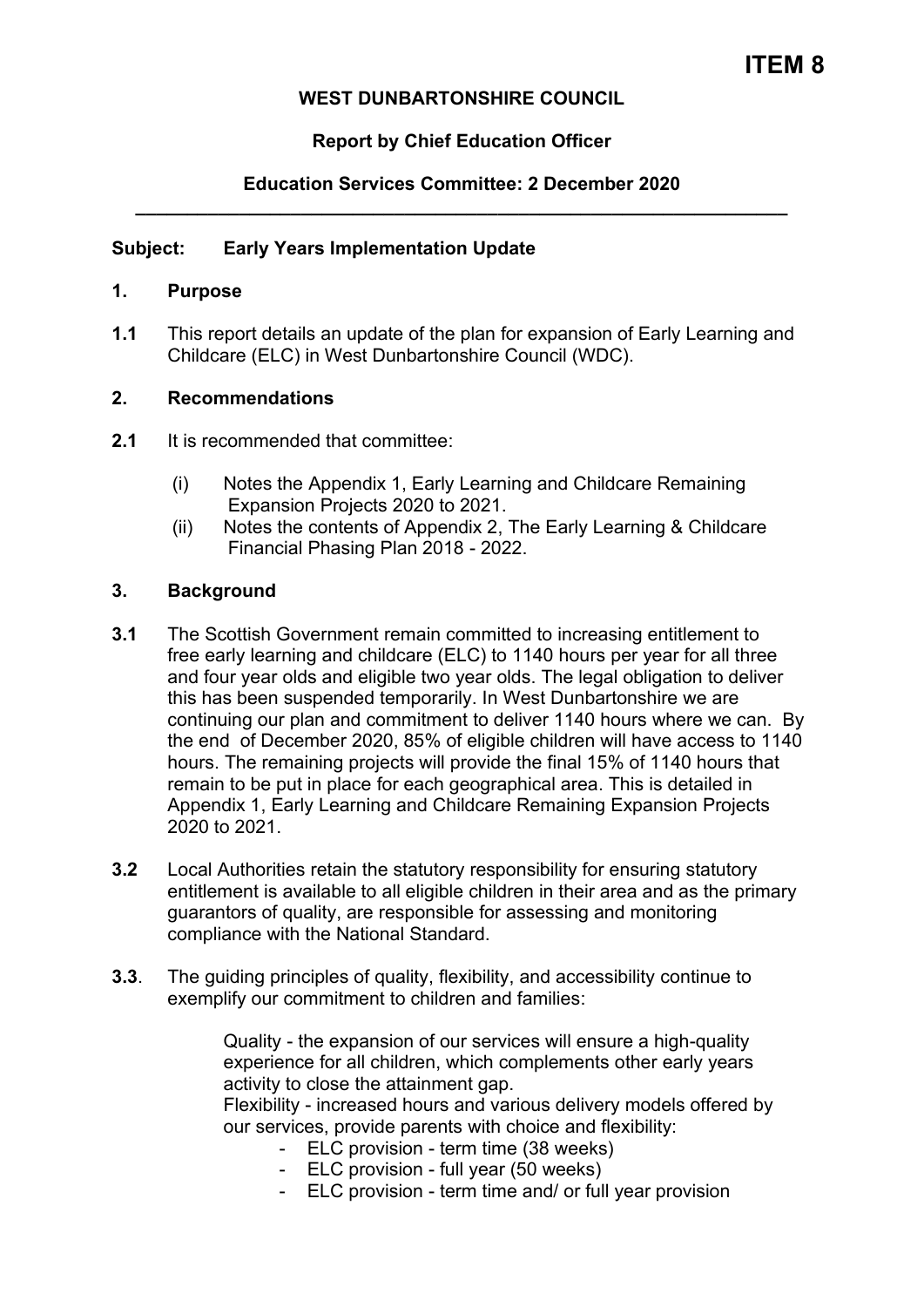# ITEM 8

**WEST DUNBARTONSHIRE COUNCIL**

**Report by Chief Education Officer**

**Education Services Committee: 2 December 2020**

---

**Subject: Early Years Implementation Update**

## 1. Purpose

**1.1** This report details an update of the plan for expansion of Early Learning and Childcare (ELC) in West Dunbartonshire Council (WDC).

## 2. Recommendations

**2.1** It is recommended that committee:

(i) Notes the Appendix 1, Early Learning and Childcare Remaining Expansion Projects 2020 to 2021.
(ii) Notes the contents of Appendix 2, The Early Learning & Childcare Financial Phasing Plan 2018 - 2022.

## 3. Background

**3.1** The Scottish Government remain committed to increasing entitlement to free early learning and childcare (ELC) to 1140 hours per year for all three and four year olds and eligible two year olds. The legal obligation to deliver this has been suspended temporarily. In West Dunbartonshire we are continuing our plan and commitment to deliver 1140 hours where we can. By the end of December 2020, 85% of eligible children will have access to 1140 hours. The remaining projects will provide the final 15% of 1140 hours that remain to be put in place for each geographical area. This is detailed in Appendix 1, Early Learning and Childcare Remaining Expansion Projects 2020 to 2021.

**3.2** Local Authorities retain the statutory responsibility for ensuring statutory entitlement is available to all eligible children in their area and as the primary guarantors of quality, are responsible for assessing and monitoring compliance with the National Standard.

**3.3**. The guiding principles of quality, flexibility, and accessibility continue to exemplify our commitment to children and families:

Quality - the expansion of our services will ensure a high-quality experience for all children, which complements other early years activity to close the attainment gap.
Flexibility - increased hours and various delivery models offered by our services, provide parents with choice and flexibility:

- ELC provision - term time (38 weeks)
- ELC provision - full year (50 weeks)
- ELC provision - term time and/ or full year provision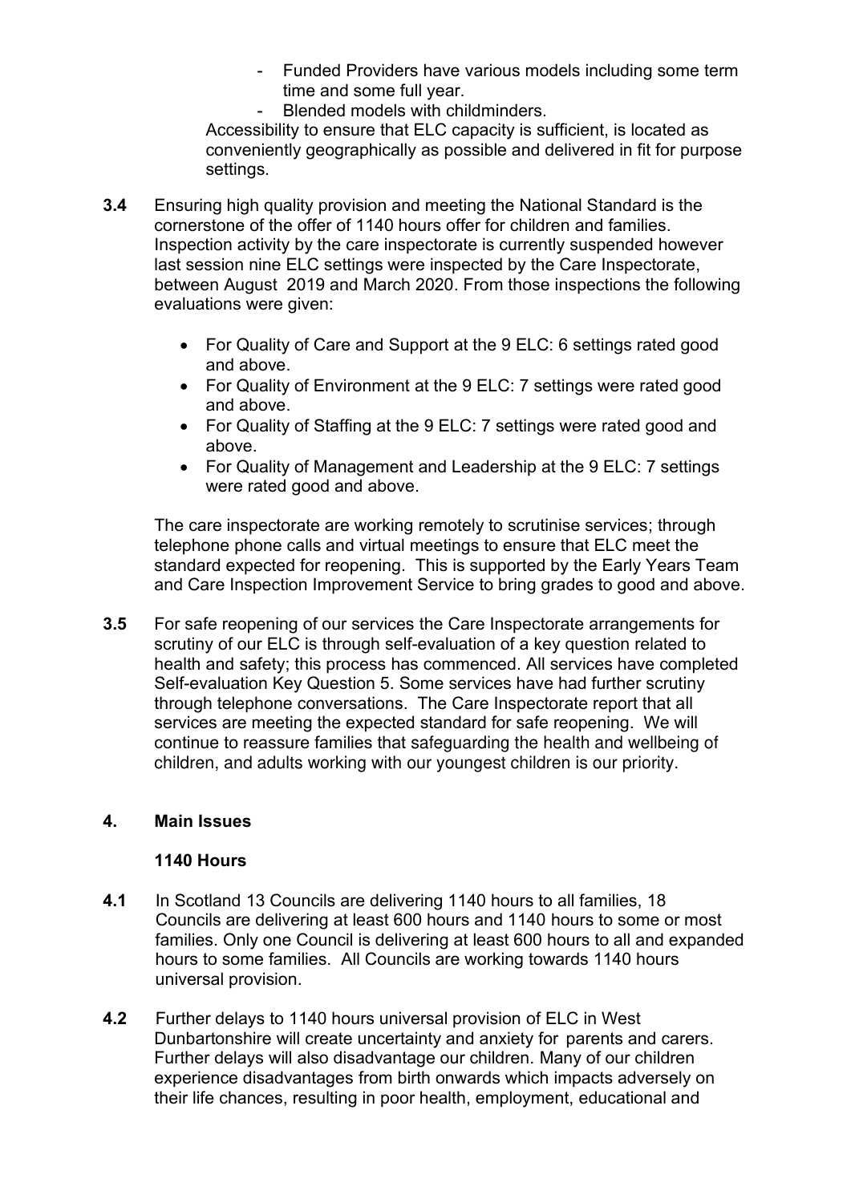- Funded Providers have various models including some term time and some full year.
- Blended models with childminders.

Accessibility to ensure that ELC capacity is sufficient, is located as conveniently geographically as possible and delivered in fit for purpose settings.

**3.4** Ensuring high quality provision and meeting the National Standard is the cornerstone of the offer of 1140 hours offer for children and families. Inspection activity by the care inspectorate is currently suspended however last session nine ELC settings were inspected by the Care Inspectorate, between August 2019 and March 2020. From those inspections the following evaluations were given:

- For Quality of Care and Support at the 9 ELC: 6 settings rated good and above.
- For Quality of Environment at the 9 ELC: 7 settings were rated good and above.
- For Quality of Staffing at the 9 ELC: 7 settings were rated good and above.
- For Quality of Management and Leadership at the 9 ELC: 7 settings were rated good and above.

The care inspectorate are working remotely to scrutinise services; through telephone phone calls and virtual meetings to ensure that ELC meet the standard expected for reopening. This is supported by the Early Years Team and Care Inspection Improvement Service to bring grades to good and above.

**3.5** For safe reopening of our services the Care Inspectorate arrangements for scrutiny of our ELC is through self-evaluation of a key question related to health and safety; this process has commenced. All services have completed Self-evaluation Key Question 5. Some services have had further scrutiny through telephone conversations. The Care Inspectorate report that all services are meeting the expected standard for safe reopening. We will continue to reassure families that safeguarding the health and wellbeing of children, and adults working with our youngest children is our priority.

## 4. Main Issues

### 1140 Hours

**4.1** In Scotland 13 Councils are delivering 1140 hours to all families, 18 Councils are delivering at least 600 hours and 1140 hours to some or most families. Only one Council is delivering at least 600 hours to all and expanded hours to some families. All Councils are working towards 1140 hours universal provision.

**4.2** Further delays to 1140 hours universal provision of ELC in West Dunbartonshire will create uncertainty and anxiety for parents and carers. Further delays will also disadvantage our children. Many of our children experience disadvantages from birth onwards which impacts adversely on their life chances, resulting in poor health, employment, educational and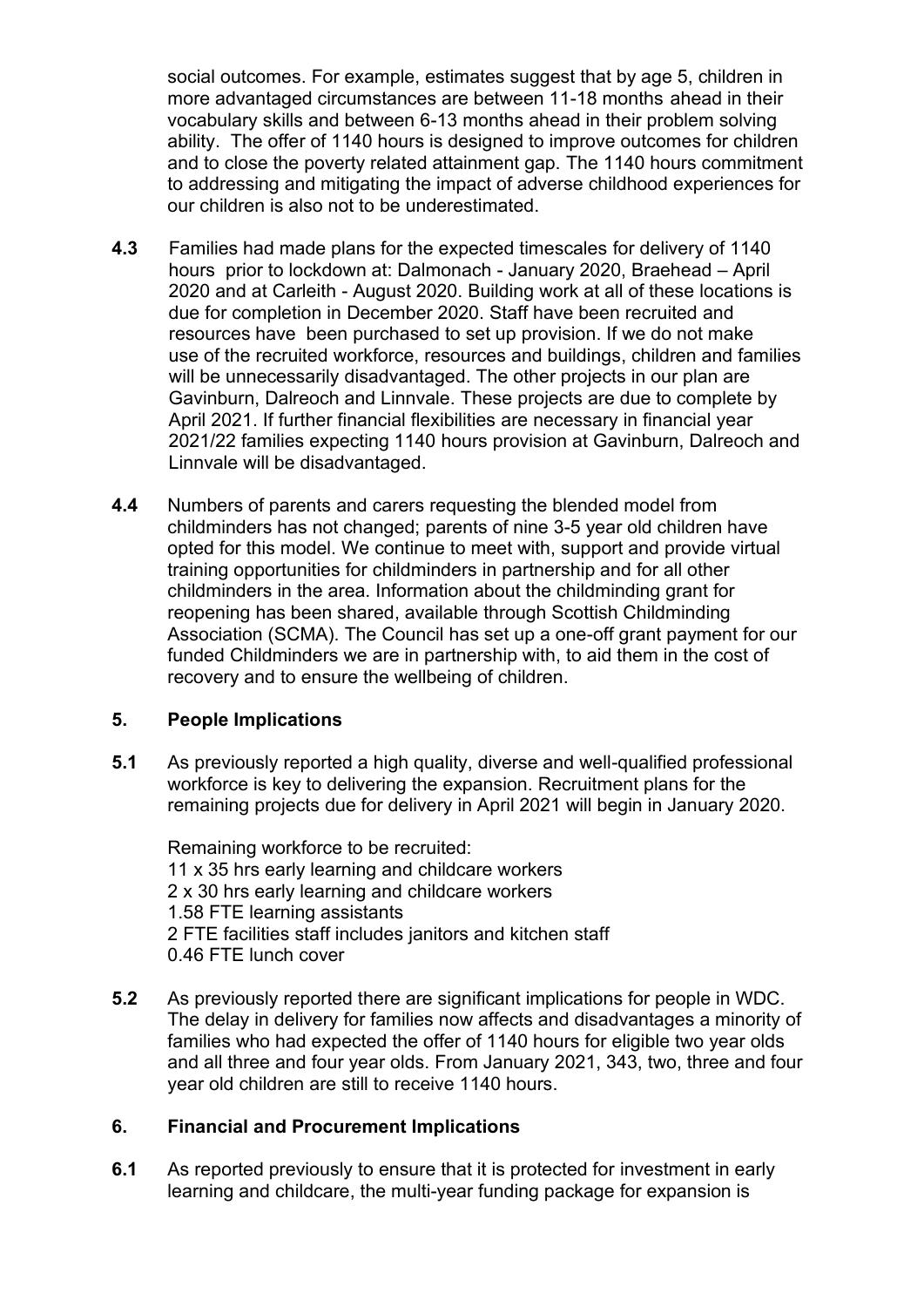social outcomes. For example, estimates suggest that by age 5, children in more advantaged circumstances are between 11-18 months ahead in their vocabulary skills and between 6-13 months ahead in their problem solving ability. The offer of 1140 hours is designed to improve outcomes for children and to close the poverty related attainment gap. The 1140 hours commitment to addressing and mitigating the impact of adverse childhood experiences for our children is also not to be underestimated.

**4.3** Families had made plans for the expected timescales for delivery of 1140 hours prior to lockdown at: Dalmonach - January 2020, Braehead – April 2020 and at Carleith - August 2020. Building work at all of these locations is due for completion in December 2020. Staff have been recruited and resources have been purchased to set up provision. If we do not make use of the recruited workforce, resources and buildings, children and families will be unnecessarily disadvantaged. The other projects in our plan are Gavinburn, Dalreoch and Linnvale. These projects are due to complete by April 2021. If further financial flexibilities are necessary in financial year 2021/22 families expecting 1140 hours provision at Gavinburn, Dalreoch and Linnvale will be disadvantaged.

**4.4** Numbers of parents and carers requesting the blended model from childminders has not changed; parents of nine 3-5 year old children have opted for this model. We continue to meet with, support and provide virtual training opportunities for childminders in partnership and for all other childminders in the area. Information about the childminding grant for reopening has been shared, available through Scottish Childminding Association (SCMA). The Council has set up a one-off grant payment for our funded Childminders we are in partnership with, to aid them in the cost of recovery and to ensure the wellbeing of children.

## 5. People Implications

**5.1** As previously reported a high quality, diverse and well-qualified professional workforce is key to delivering the expansion. Recruitment plans for the remaining projects due for delivery in April 2021 will begin in January 2020.

Remaining workforce to be recruited:
11 x 35 hrs early learning and childcare workers
2 x 30 hrs early learning and childcare workers
1.58 FTE learning assistants
2 FTE facilities staff includes janitors and kitchen staff
0.46 FTE lunch cover

**5.2** As previously reported there are significant implications for people in WDC. The delay in delivery for families now affects and disadvantages a minority of families who had expected the offer of 1140 hours for eligible two year olds and all three and four year olds. From January 2021, 343, two, three and four year old children are still to receive 1140 hours.

## 6. Financial and Procurement Implications

**6.1** As reported previously to ensure that it is protected for investment in early learning and childcare, the multi-year funding package for expansion is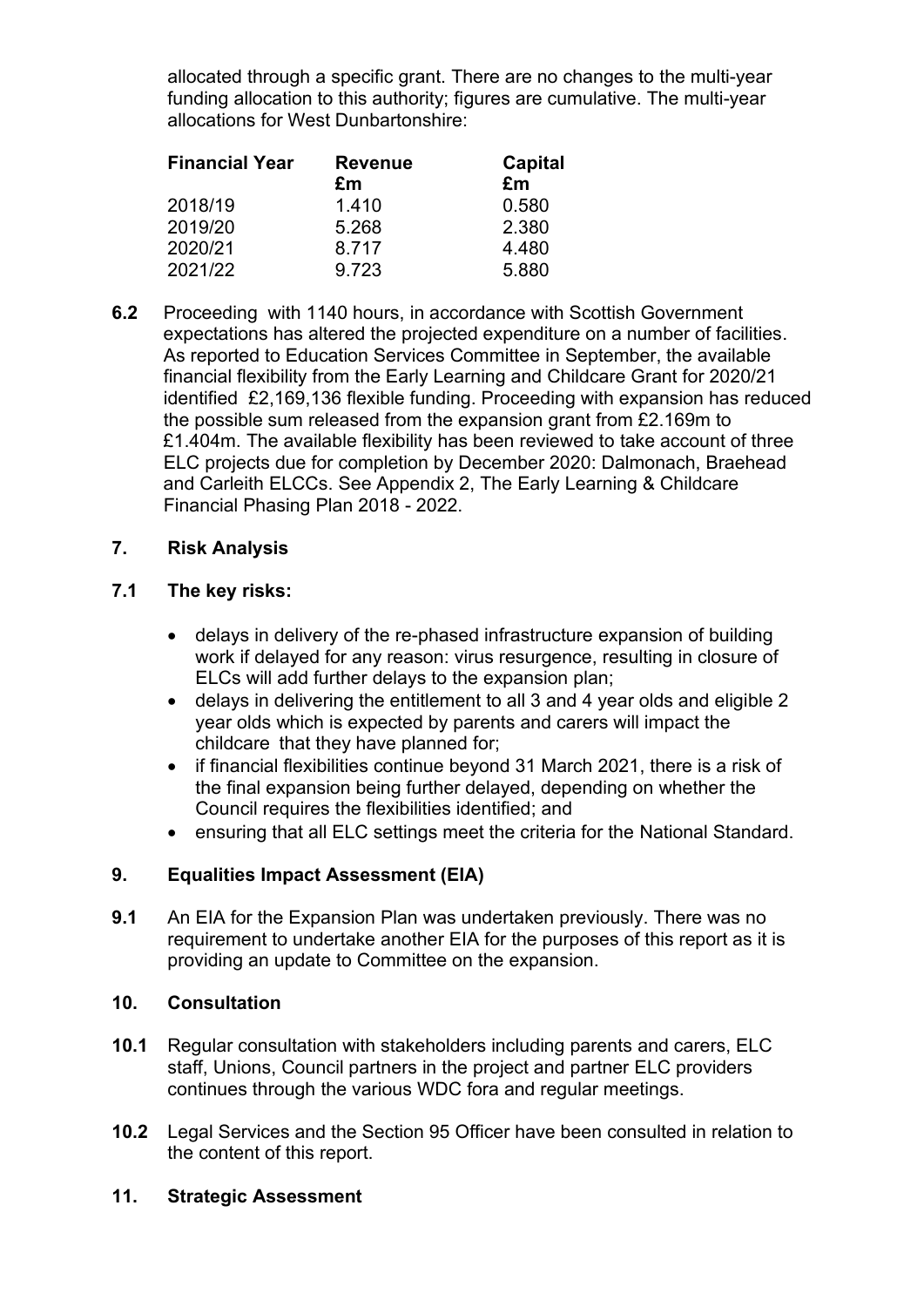allocated through a specific grant. There are no changes to the multi-year funding allocation to this authority; figures are cumulative. The multi-year allocations for West Dunbartonshire:

| Financial Year | Revenue £m | Capital £m |
|---|---|---|
| 2018/19 | 1.410 | 0.580 |
| 2019/20 | 5.268 | 2.380 |
| 2020/21 | 8.717 | 4.480 |
| 2021/22 | 9.723 | 5.880 |

**6.2** Proceeding with 1140 hours, in accordance with Scottish Government expectations has altered the projected expenditure on a number of facilities. As reported to Education Services Committee in September, the available financial flexibility from the Early Learning and Childcare Grant for 2020/21 identified £2,169,136 flexible funding. Proceeding with expansion has reduced the possible sum released from the expansion grant from £2.169m to £1.404m. The available flexibility has been reviewed to take account of three ELC projects due for completion by December 2020: Dalmonach, Braehead and Carleith ELCCs. See Appendix 2, The Early Learning & Childcare Financial Phasing Plan 2018 - 2022.

## 7. Risk Analysis

**7.1 The key risks:**

- delays in delivery of the re-phased infrastructure expansion of building work if delayed for any reason: virus resurgence, resulting in closure of ELCs will add further delays to the expansion plan;
- delays in delivering the entitlement to all 3 and 4 year olds and eligible 2 year olds which is expected by parents and carers will impact the childcare that they have planned for;
- if financial flexibilities continue beyond 31 March 2021, there is a risk of the final expansion being further delayed, depending on whether the Council requires the flexibilities identified; and
- ensuring that all ELC settings meet the criteria for the National Standard.

## 9. Equalities Impact Assessment (EIA)

**9.1** An EIA for the Expansion Plan was undertaken previously. There was no requirement to undertake another EIA for the purposes of this report as it is providing an update to Committee on the expansion.

## 10. Consultation

**10.1** Regular consultation with stakeholders including parents and carers, ELC staff, Unions, Council partners in the project and partner ELC providers continues through the various WDC fora and regular meetings.

**10.2** Legal Services and the Section 95 Officer have been consulted in relation to the content of this report.

## 11. Strategic Assessment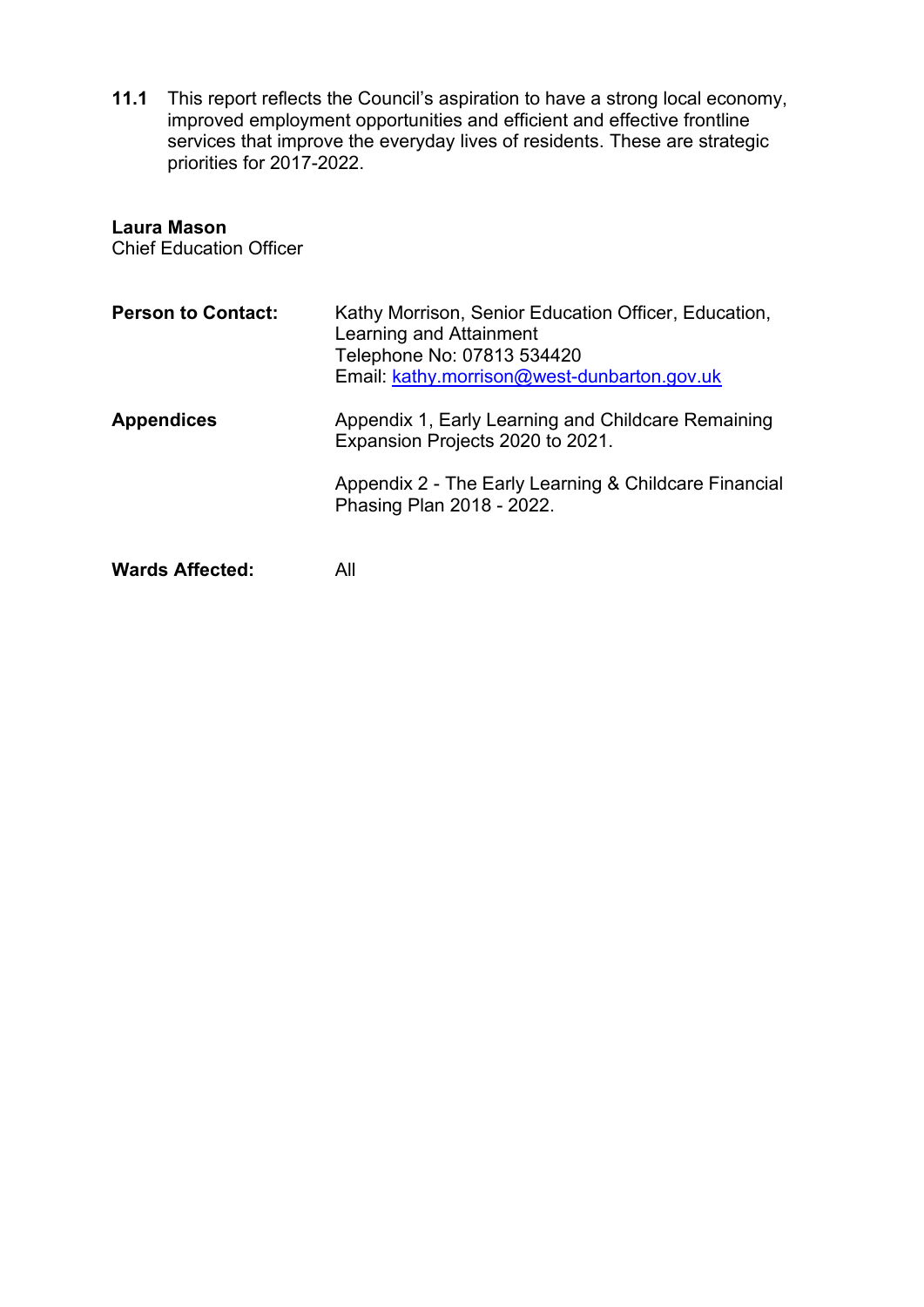**11.1** This report reflects the Council's aspiration to have a strong local economy, improved employment opportunities and efficient and effective frontline services that improve the everyday lives of residents. These are strategic priorities for 2017-2022.

**Laura Mason**
Chief Education Officer

| | |
|---|---|
| **Person to Contact:** | Kathy Morrison, Senior Education Officer, Education, Learning and Attainment<br>Telephone No: 07813 534420<br>Email: kathy.morrison@west-dunbarton.gov.uk |
| **Appendices** | Appendix 1, Early Learning and Childcare Remaining Expansion Projects 2020 to 2021.<br><br>Appendix 2 - The Early Learning & Childcare Financial Phasing Plan 2018 - 2022. |
| **Wards Affected:** | All |